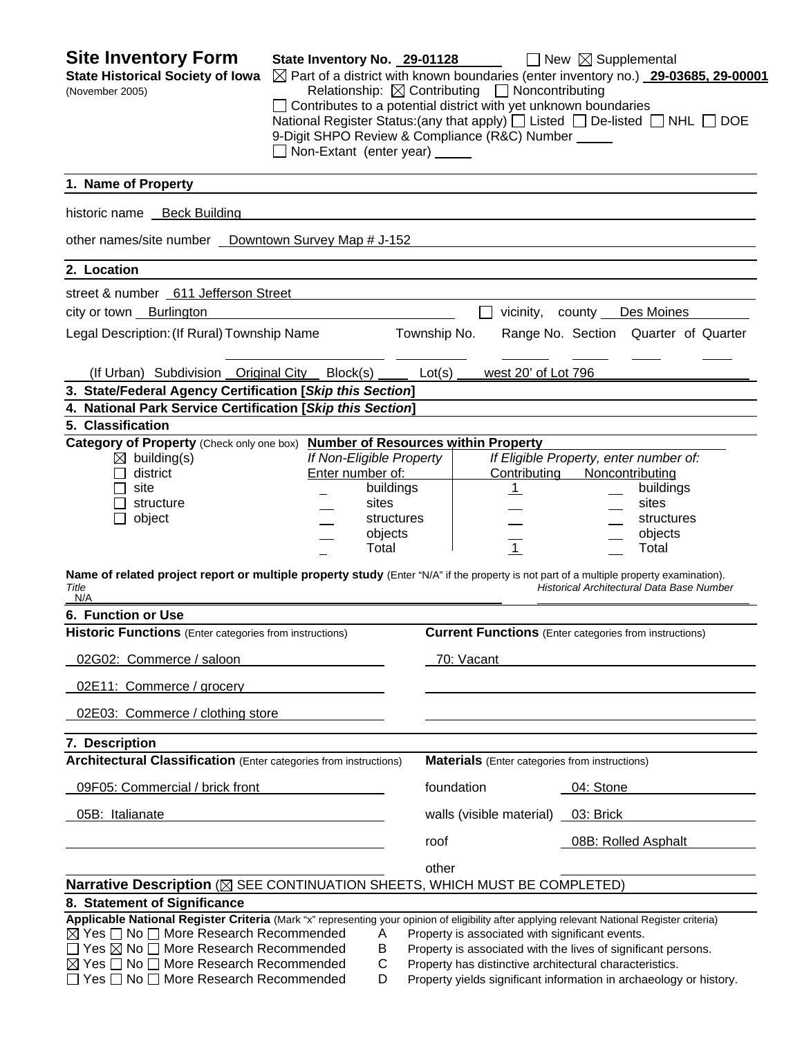# Site Inventory Form

**State Historical Society of Iowa**
(November 2005)

**State Inventory No.** 29-01128 ☐ New ☒ Supplemental

☒ Part of a district with known boundaries (enter inventory no.) **29-03685, 29-00001**

Relationship: ☒ Contributing ☐ Noncontributing

☐ Contributes to a potential district with yet unknown boundaries

National Register Status:(any that apply) ☐ Listed ☐ De-listed ☐ NHL ☐ DOE

9-Digit SHPO Review & Compliance (R&C) Number ____

☐ Non-Extant (enter year) ____

## 1. Name of Property

historic name: Beck Building

other names/site number: Downtown Survey Map # J-152

## 2. Location

street & number: 611 Jefferson Street

city or town: Burlington ☐ vicinity, county: Des Moines

Legal Description: (If Rural) Township Name ____ Township No. ____ Range No. ____ Section ____ Quarter of Quarter ____

(If Urban) Subdivision: Original City Block(s) ____ Lot(s): west 20' of Lot 796

## 3. State/Federal Agency Certification [*Skip this Section*]

## 4. National Park Service Certification [*Skip this Section*]

## 5. Classification

**Category of Property** (Check only one box)

☒ building(s)
☐ district
☐ site
☐ structure
☐ object

**Number of Resources within Property**

| *If Non-Eligible Property* Enter number of: | | *If Eligible Property, enter number of:* Contributing | Noncontributing | |
|---|---|---|---|---|
| _ | buildings | 1 | __ | buildings |
| __ | sites | __ | __ | sites |
| __ | structures | __ | __ | structures |
| __ | objects | __ | __ | objects |
| _ | Total | 1 | __ | Total |

**Name of related project report or multiple property study** (Enter "N/A" if the property is not part of a multiple property examination).

*Title*: N/A

*Historical Architectural Data Base Number*: ____

## 6. Function or Use

| **Historic Functions** (Enter categories from instructions) | **Current Functions** (Enter categories from instructions) |
|---|---|
| 02G02: Commerce / saloon | 70: Vacant |
| 02E11: Commerce / grocery | |
| 02E03: Commerce / clothing store | |

## 7. Description

| **Architectural Classification** (Enter categories from instructions) | **Materials** (Enter categories from instructions) | |
|---|---|---|
| 09F05: Commercial / brick front | foundation | 04: Stone |
| 05B: Italianate | walls (visible material) | 03: Brick |
| | roof | 08B: Rolled Asphalt |
| | other | |

**Narrative Description** (☒ SEE CONTINUATION SHEETS, WHICH MUST BE COMPLETED)

## 8. Statement of Significance

**Applicable National Register Criteria** (Mark "x" representing your opinion of eligibility after applying relevant National Register criteria)

- ☒ Yes ☐ No ☐ More Research Recommended — A — Property is associated with significant events.
- ☐ Yes ☒ No ☐ More Research Recommended — B — Property is associated with the lives of significant persons.
- ☒ Yes ☐ No ☐ More Research Recommended — C — Property has distinctive architectural characteristics.
- ☐ Yes ☐ No ☐ More Research Recommended — D — Property yields significant information in archaeology or history.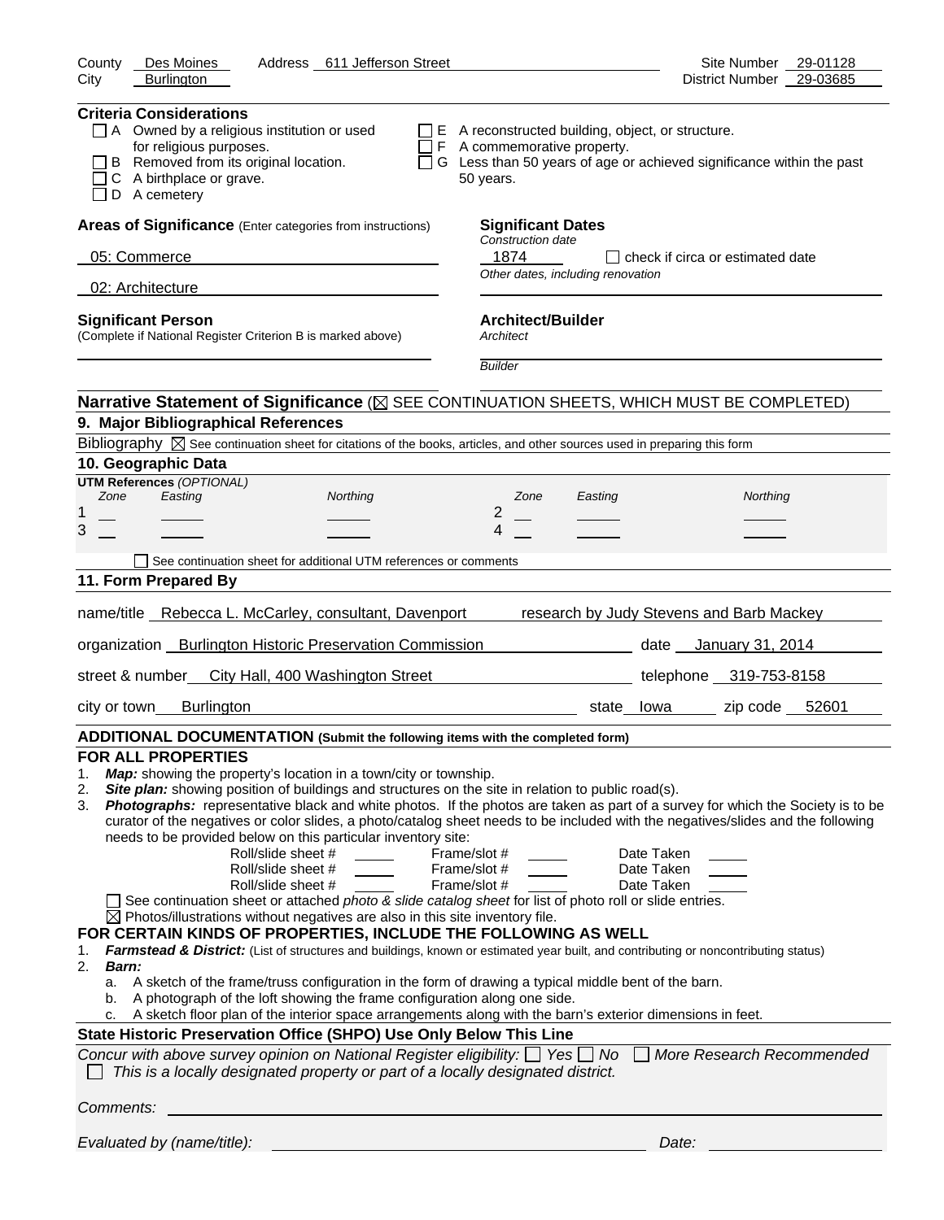County Des Moines Address 611 Jefferson Street Site Number 29-01128
City Burlington District Number 29-03685

**Criteria Considerations**

- ☐ A Owned by a religious institution or used for religious purposes.
- ☐ B Removed from its original location.
- ☐ C A birthplace or grave.
- ☐ D A cemetery
- ☐ E A reconstructed building, object, or structure.
- ☐ F A commemorative property.
- ☐ G Less than 50 years of age or achieved significance within the past 50 years.

**Areas of Significance** (Enter categories from instructions)

05: Commerce

02: Architecture

**Significant Dates**

*Construction date*

1874 ☐ check if circa or estimated date

*Other dates, including renovation*

**Significant Person**
(Complete if National Register Criterion B is marked above)

**Architect/Builder**

*Architect*

*Builder*

**Narrative Statement of Significance** (☒ SEE CONTINUATION SHEETS, WHICH MUST BE COMPLETED)

## 9. Major Bibliographical References

Bibliography ☒ See continuation sheet for citations of the books, articles, and other sources used in preparing this form

## 10. Geographic Data

**UTM References** *(OPTIONAL)*

| | Zone | Easting | Northing | | Zone | Easting | Northing |
|---|---|---|---|---|---|---|---|
| 1 | | | | 2 | | | |
| 3 | | | | 4 | | | |

☐ See continuation sheet for additional UTM references or comments

## 11. Form Prepared By

name/title Rebecca L. McCarley, consultant, Davenport research by Judy Stevens and Barb Mackey

organization Burlington Historic Preservation Commission date January 31, 2014

street & number City Hall, 400 Washington Street telephone 319-753-8158

city or town Burlington state Iowa zip code 52601

**ADDITIONAL DOCUMENTATION (Submit the following items with the completed form)**

**FOR ALL PROPERTIES**

1. ***Map:*** showing the property's location in a town/city or township.
2. ***Site plan:*** showing position of buildings and structures on the site in relation to public road(s).
3. ***Photographs:*** representative black and white photos. If the photos are taken as part of a survey for which the Society is to be curator of the negatives or color slides, a photo/catalog sheet needs to be included with the negatives/slides and the following needs to be provided below on this particular inventory site:

| Roll/slide sheet # | Frame/slot # | Date Taken |
|---|---|---|
| | | |
| | | |
| | | |

☐ See continuation sheet or attached *photo & slide catalog sheet* for list of photo roll or slide entries.

☒ Photos/illustrations without negatives are also in this site inventory file.

**FOR CERTAIN KINDS OF PROPERTIES, INCLUDE THE FOLLOWING AS WELL**

1. ***Farmstead & District:*** (List of structures and buildings, known or estimated year built, and contributing or noncontributing status)
2. ***Barn:***
   a. A sketch of the frame/truss configuration in the form of drawing a typical middle bent of the barn.
   b. A photograph of the loft showing the frame configuration along one side.
   c. A sketch floor plan of the interior space arrangements along with the barn's exterior dimensions in feet.

**State Historic Preservation Office (SHPO) Use Only Below This Line**

*Concur with above survey opinion on National Register eligibility:* ☐ *Yes* ☐ *No* ☐ *More Research Recommended*

☐ *This is a locally designated property or part of a locally designated district.*

*Comments:*

*Evaluated by (name/title):* *Date:*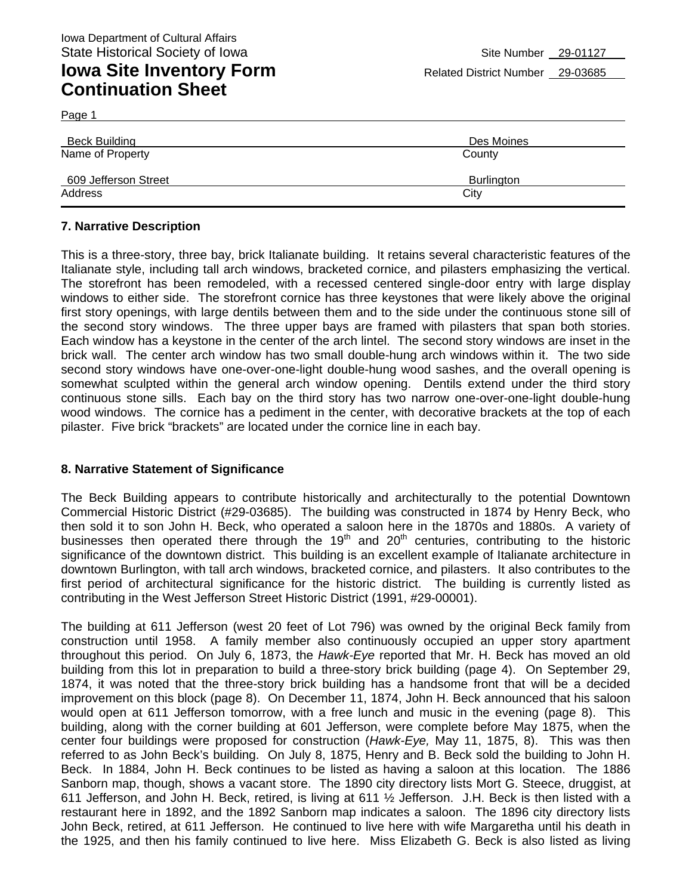Iowa Department of Cultural Affairs
State Historical Society of Iowa

Site Number 29-01127

# Iowa Site Inventory Form Continuation Sheet

Related District Number 29-03685

Page 1

| Name of Property | County |
|---|---|
| Beck Building | Des Moines |

| Address | City |
|---|---|
| 609 Jefferson Street | Burlington |

## 7. Narrative Description

This is a three-story, three bay, brick Italianate building. It retains several characteristic features of the Italianate style, including tall arch windows, bracketed cornice, and pilasters emphasizing the vertical. The storefront has been remodeled, with a recessed centered single-door entry with large display windows to either side. The storefront cornice has three keystones that were likely above the original first story openings, with large dentils between them and to the side under the continuous stone sill of the second story windows. The three upper bays are framed with pilasters that span both stories. Each window has a keystone in the center of the arch lintel. The second story windows are inset in the brick wall. The center arch window has two small double-hung arch windows within it. The two side second story windows have one-over-one-light double-hung wood sashes, and the overall opening is somewhat sculpted within the general arch window opening. Dentils extend under the third story continuous stone sills. Each bay on the third story has two narrow one-over-one-light double-hung wood windows. The cornice has a pediment in the center, with decorative brackets at the top of each pilaster. Five brick "brackets" are located under the cornice line in each bay.

## 8. Narrative Statement of Significance

The Beck Building appears to contribute historically and architecturally to the potential Downtown Commercial Historic District (#29-03685). The building was constructed in 1874 by Henry Beck, who then sold it to son John H. Beck, who operated a saloon here in the 1870s and 1880s. A variety of businesses then operated there through the 19th and 20th centuries, contributing to the historic significance of the downtown district. This building is an excellent example of Italianate architecture in downtown Burlington, with tall arch windows, bracketed cornice, and pilasters. It also contributes to the first period of architectural significance for the historic district. The building is currently listed as contributing in the West Jefferson Street Historic District (1991, #29-00001).

The building at 611 Jefferson (west 20 feet of Lot 796) was owned by the original Beck family from construction until 1958. A family member also continuously occupied an upper story apartment throughout this period. On July 6, 1873, the *Hawk-Eye* reported that Mr. H. Beck has moved an old building from this lot in preparation to build a three-story brick building (page 4). On September 29, 1874, it was noted that the three-story brick building has a handsome front that will be a decided improvement on this block (page 8). On December 11, 1874, John H. Beck announced that his saloon would open at 611 Jefferson tomorrow, with a free lunch and music in the evening (page 8). This building, along with the corner building at 601 Jefferson, were complete before May 1875, when the center four buildings were proposed for construction (*Hawk-Eye,* May 11, 1875, 8). This was then referred to as John Beck's building. On July 8, 1875, Henry and B. Beck sold the building to John H. Beck. In 1884, John H. Beck continues to be listed as having a saloon at this location. The 1886 Sanborn map, though, shows a vacant store. The 1890 city directory lists Mort G. Steece, druggist, at 611 Jefferson, and John H. Beck, retired, is living at 611 ½ Jefferson. J.H. Beck is then listed with a restaurant here in 1892, and the 1892 Sanborn map indicates a saloon. The 1896 city directory lists John Beck, retired, at 611 Jefferson. He continued to live here with wife Margaretha until his death in the 1925, and then his family continued to live here. Miss Elizabeth G. Beck is also listed as living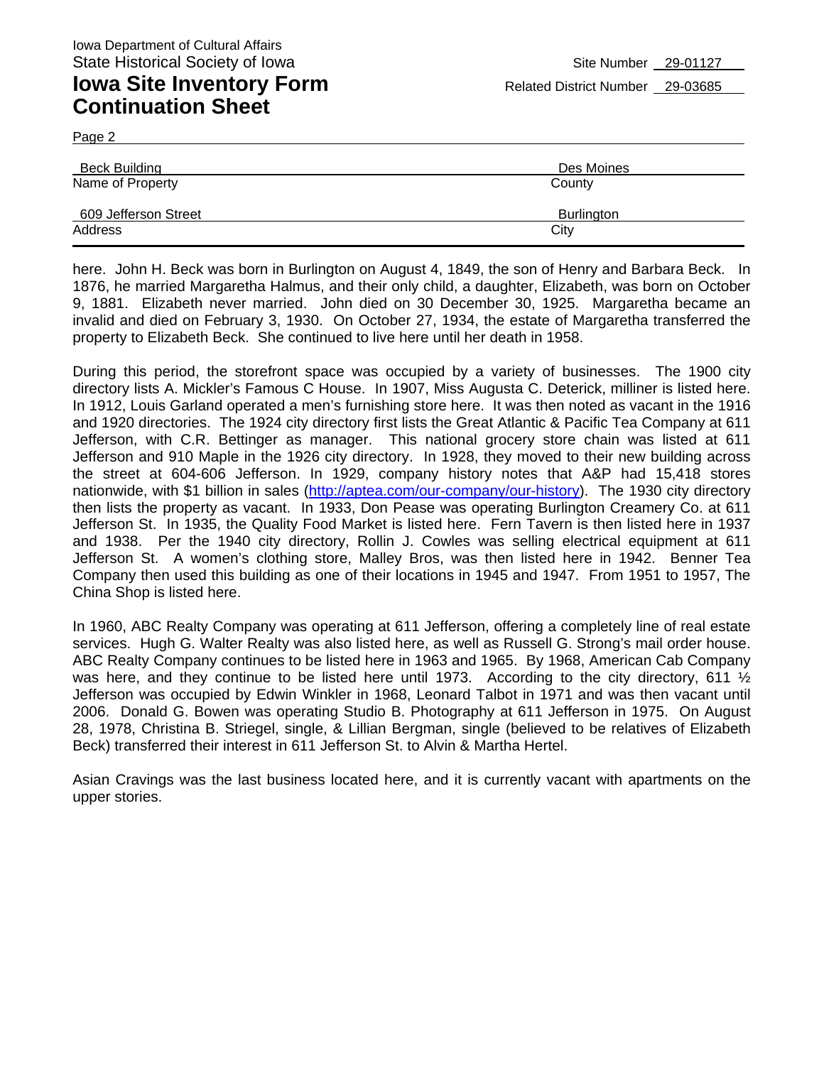Iowa Department of Cultural Affairs
State Historical Society of Iowa

# Iowa Site Inventory Form
## Continuation Sheet

Site Number 29-01127
Related District Number 29-03685

Page 2

| Beck Building | Des Moines |
|---|---|
| Name of Property | County |
| 609 Jefferson Street | Burlington |
| Address | City |

here. John H. Beck was born in Burlington on August 4, 1849, the son of Henry and Barbara Beck. In 1876, he married Margaretha Halmus, and their only child, a daughter, Elizabeth, was born on October 9, 1881. Elizabeth never married. John died on 30 December 30, 1925. Margaretha became an invalid and died on February 3, 1930. On October 27, 1934, the estate of Margaretha transferred the property to Elizabeth Beck. She continued to live here until her death in 1958.

During this period, the storefront space was occupied by a variety of businesses. The 1900 city directory lists A. Mickler's Famous C House. In 1907, Miss Augusta C. Deterick, milliner is listed here. In 1912, Louis Garland operated a men's furnishing store here. It was then noted as vacant in the 1916 and 1920 directories. The 1924 city directory first lists the Great Atlantic & Pacific Tea Company at 611 Jefferson, with C.R. Bettinger as manager. This national grocery store chain was listed at 611 Jefferson and 910 Maple in the 1926 city directory. In 1928, they moved to their new building across the street at 604-606 Jefferson. In 1929, company history notes that A&P had 15,418 stores nationwide, with $1 billion in sales (http://aptea.com/our-company/our-history). The 1930 city directory then lists the property as vacant. In 1933, Don Pease was operating Burlington Creamery Co. at 611 Jefferson St. In 1935, the Quality Food Market is listed here. Fern Tavern is then listed here in 1937 and 1938. Per the 1940 city directory, Rollin J. Cowles was selling electrical equipment at 611 Jefferson St. A women's clothing store, Malley Bros, was then listed here in 1942. Benner Tea Company then used this building as one of their locations in 1945 and 1947. From 1951 to 1957, The China Shop is listed here.

In 1960, ABC Realty Company was operating at 611 Jefferson, offering a completely line of real estate services. Hugh G. Walter Realty was also listed here, as well as Russell G. Strong's mail order house. ABC Realty Company continues to be listed here in 1963 and 1965. By 1968, American Cab Company was here, and they continue to be listed here until 1973. According to the city directory, 611 ½ Jefferson was occupied by Edwin Winkler in 1968, Leonard Talbot in 1971 and was then vacant until 2006. Donald G. Bowen was operating Studio B. Photography at 611 Jefferson in 1975. On August 28, 1978, Christina B. Striegel, single, & Lillian Bergman, single (believed to be relatives of Elizabeth Beck) transferred their interest in 611 Jefferson St. to Alvin & Martha Hertel.

Asian Cravings was the last business located here, and it is currently vacant with apartments on the upper stories.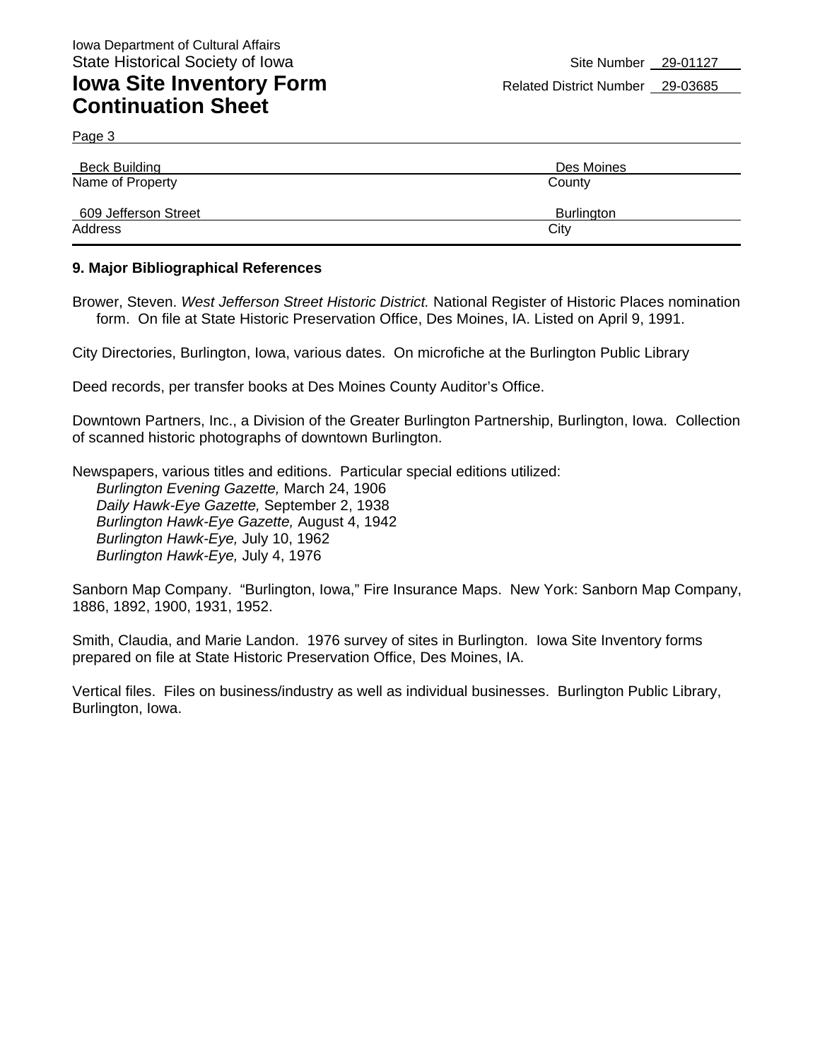Iowa Department of Cultural Affairs
State Historical Society of Iowa

Site Number 29-01127

# Iowa Site Inventory Form Continuation Sheet

Related District Number 29-03685

Page 3

| | |
|---|---|
| Beck Building | Des Moines |
| Name of Property | County |
| 609 Jefferson Street | Burlington |
| Address | City |

## 9. Major Bibliographical References

Brower, Steven. *West Jefferson Street Historic District.* National Register of Historic Places nomination form. On file at State Historic Preservation Office, Des Moines, IA. Listed on April 9, 1991.

City Directories, Burlington, Iowa, various dates. On microfiche at the Burlington Public Library

Deed records, per transfer books at Des Moines County Auditor's Office.

Downtown Partners, Inc., a Division of the Greater Burlington Partnership, Burlington, Iowa. Collection of scanned historic photographs of downtown Burlington.

Newspapers, various titles and editions. Particular special editions utilized:
*Burlington Evening Gazette,* March 24, 1906
*Daily Hawk-Eye Gazette,* September 2, 1938
*Burlington Hawk-Eye Gazette,* August 4, 1942
*Burlington Hawk-Eye,* July 10, 1962
*Burlington Hawk-Eye,* July 4, 1976

Sanborn Map Company. "Burlington, Iowa," Fire Insurance Maps. New York: Sanborn Map Company, 1886, 1892, 1900, 1931, 1952.

Smith, Claudia, and Marie Landon. 1976 survey of sites in Burlington. Iowa Site Inventory forms prepared on file at State Historic Preservation Office, Des Moines, IA.

Vertical files. Files on business/industry as well as individual businesses. Burlington Public Library, Burlington, Iowa.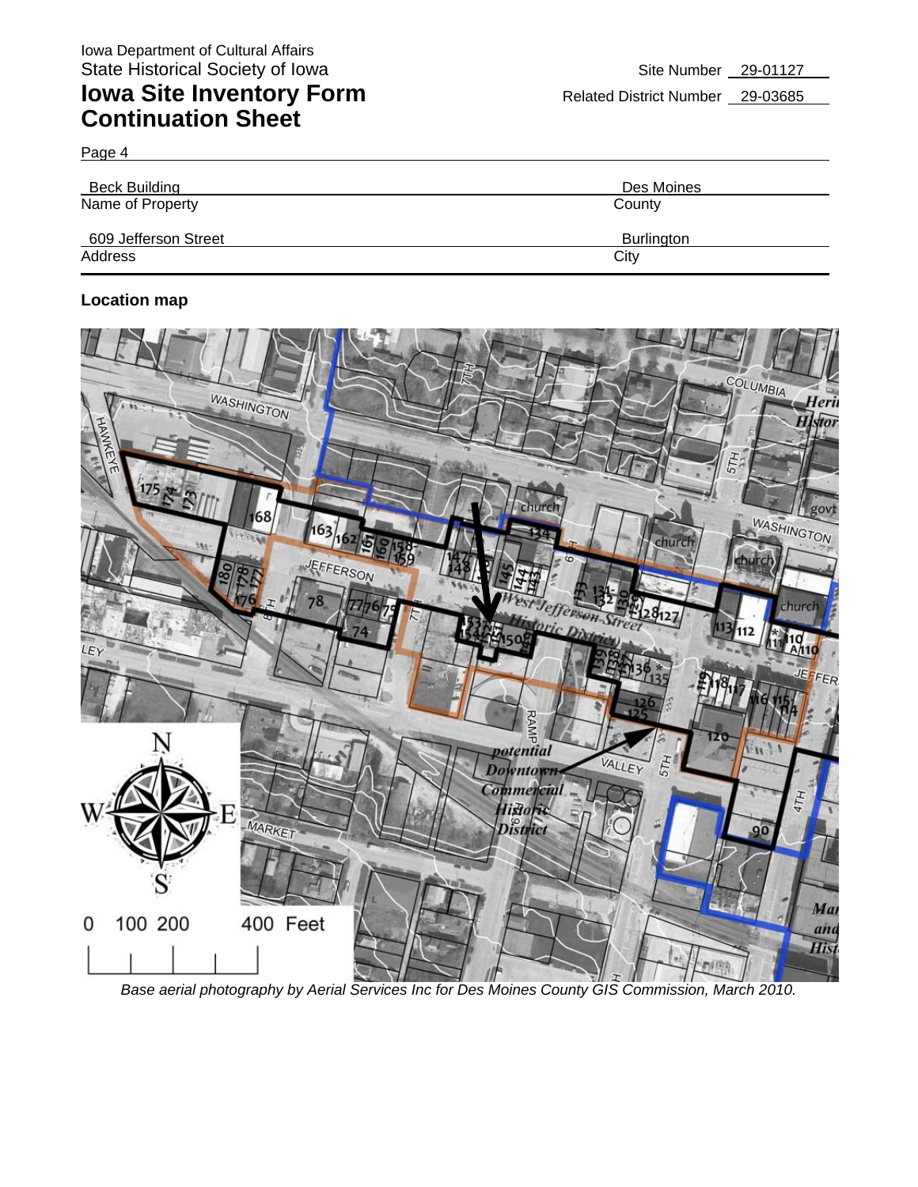Iowa Department of Cultural Affairs
State Historical Society of Iowa

# Iowa Site Inventory Form
# Continuation Sheet

Site Number 29-01127

Related District Number 29-03685

Page 4

| Beck Building | Des Moines |
|---|---|
| Name of Property | County |
| 609 Jefferson Street | Burlington |
| Address | City |

**Location map**

*Base aerial photography by Aerial Services Inc for Des Moines County GIS Commission, March 2010.*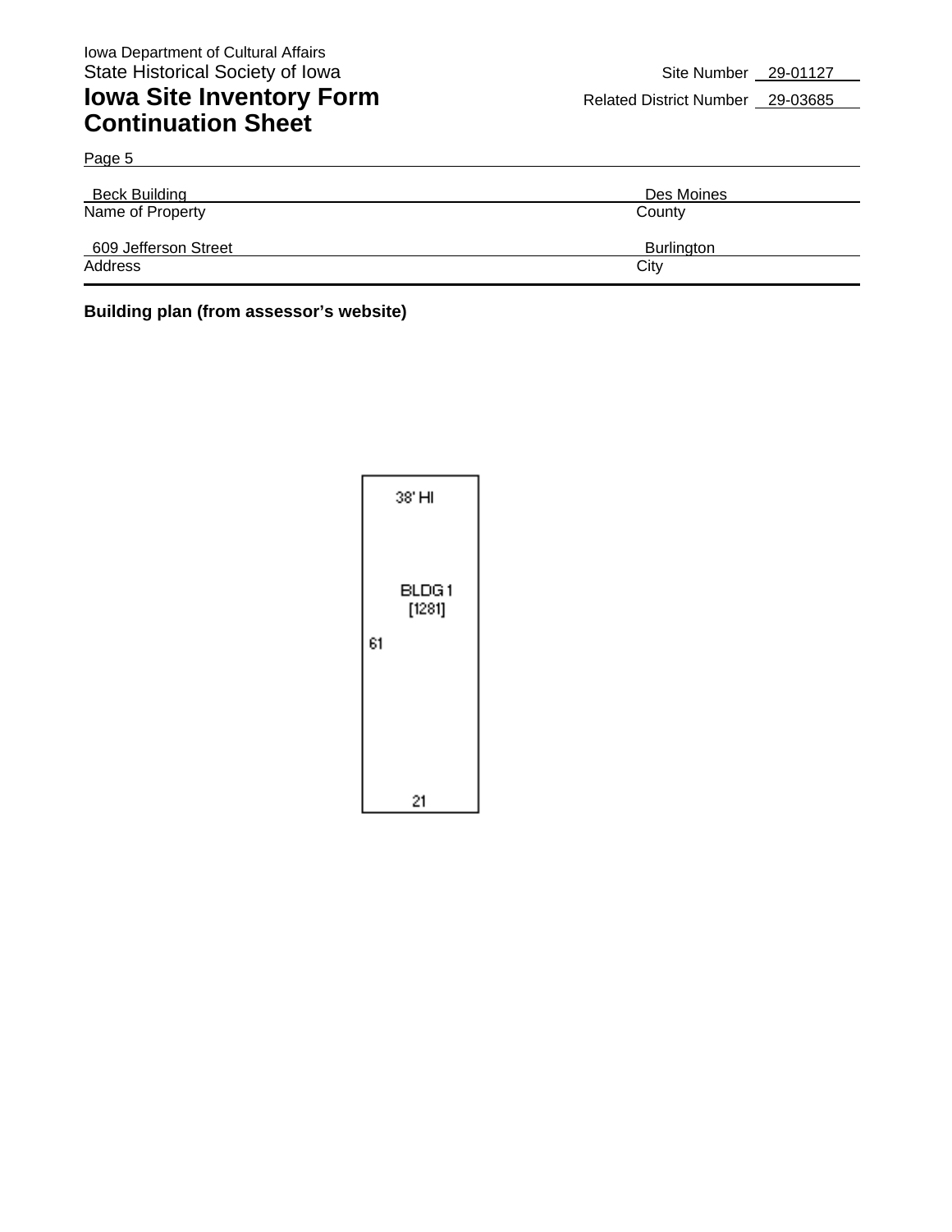Iowa Department of Cultural Affairs
State Historical Society of Iowa

# Iowa Site Inventory Form Continuation Sheet

Site Number 29-01127

Related District Number 29-03685

Page 5

| Name of Property | County |
| --- | --- |
| Beck Building | Des Moines |

| Address | City |
| --- | --- |
| 609 Jefferson Street | Burlington |

**Building plan (from assessor's website)**

38' HI

BLDG 1
[1281]

61

21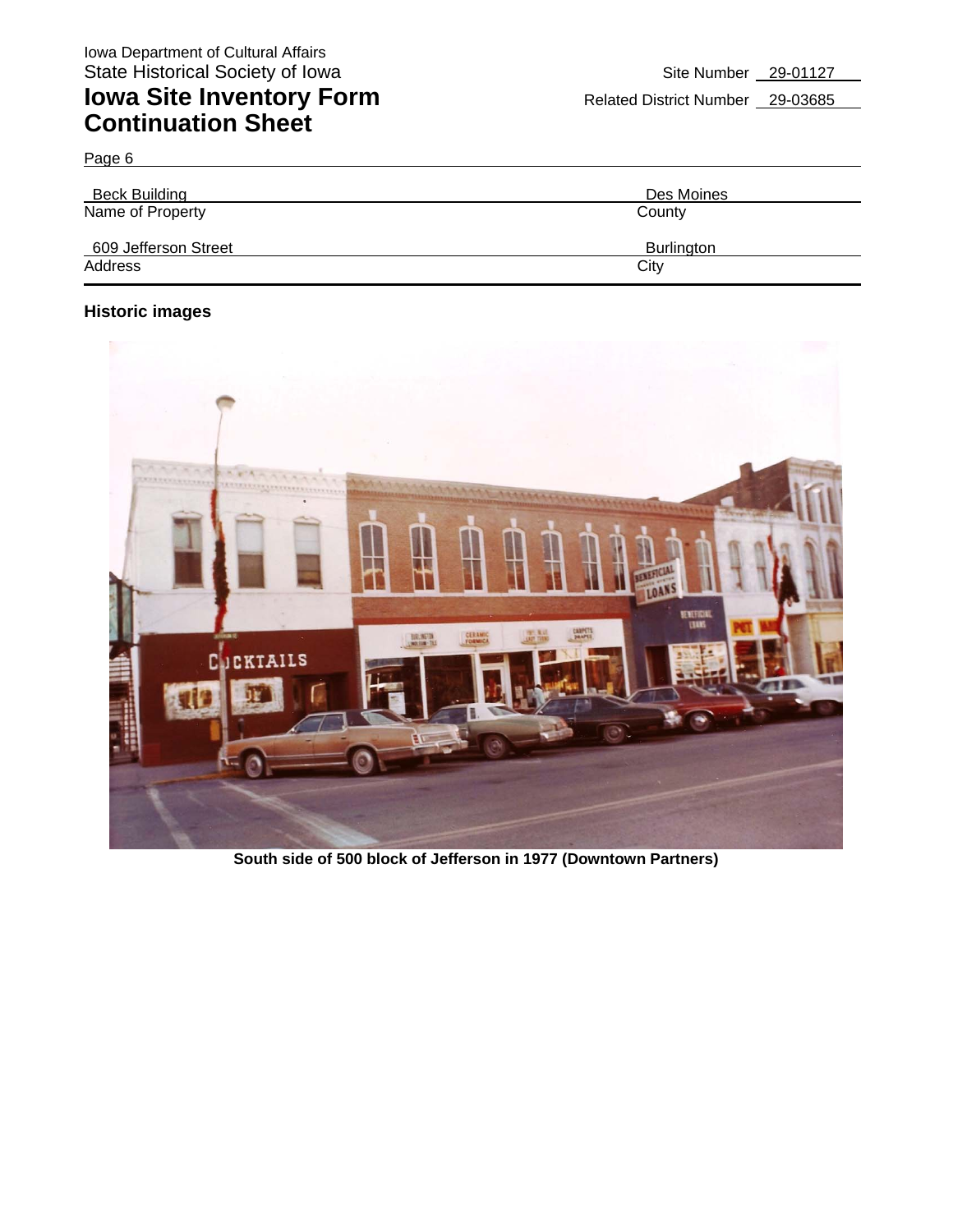Iowa Department of Cultural Affairs
State Historical Society of Iowa

# Iowa Site Inventory Form Continuation Sheet

Site Number 29-01127

Related District Number 29-03685

Page 6

| Beck Building | Des Moines |
|---|---|
| Name of Property | County |
| 609 Jefferson Street | Burlington |
| Address | City |

### Historic images

**South side of 500 block of Jefferson in 1977 (Downtown Partners)**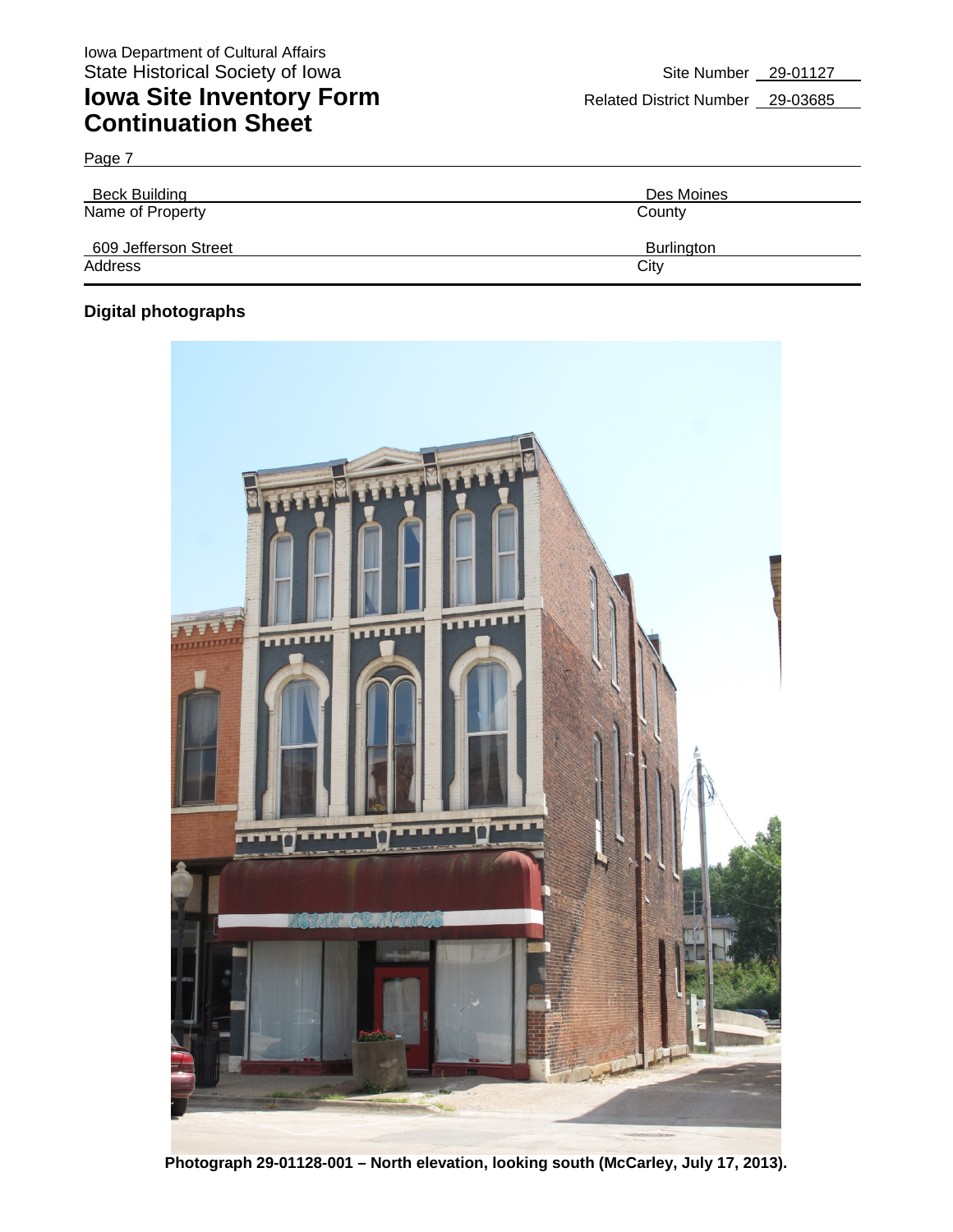Iowa Department of Cultural Affairs
State Historical Society of Iowa

# Iowa Site Inventory Form
# Continuation Sheet

Site Number 29-01127

Related District Number 29-03685

Page 7

| | |
|---|---|
| Beck Building | Des Moines |
| Name of Property | County |
| 609 Jefferson Street | Burlington |
| Address | City |

## Digital photographs

**Photograph 29-01128-001 – North elevation, looking south (McCarley, July 17, 2013).**